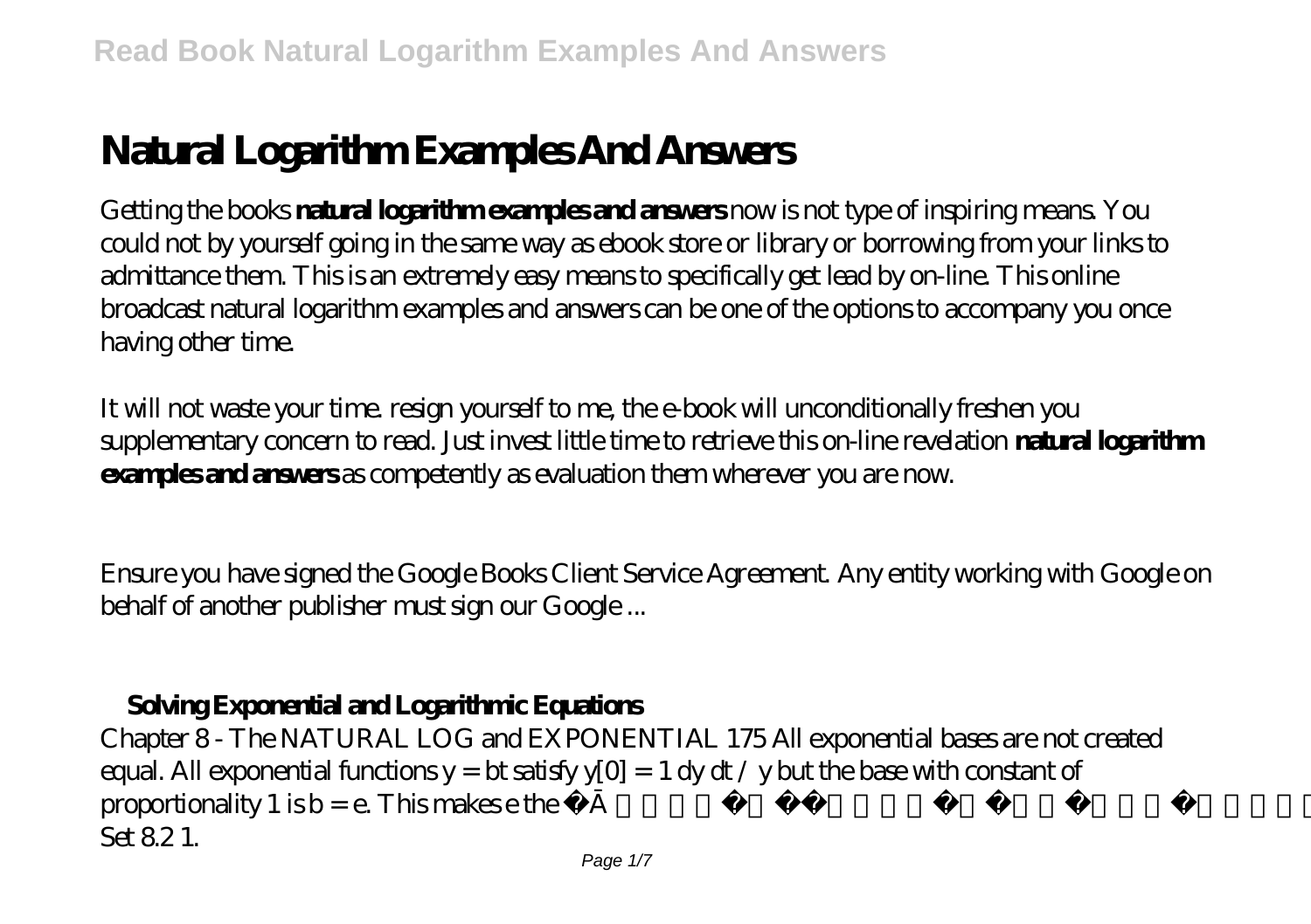# Natural Logarithm Examples And Answers

Getting the books **natural logarithm examples and answers** now is not type of inspiring means. You could not by yourself going in the same way as ebook store or library or borrowing from your links to admittance them. This is an extremely easy means to specifically get lead by on-line. This online broadcast natural logarithm examples and answers can be one of the options to accompany you once having other time.

It will not waste your time. resign yourself to me, the e-book will unconditionally freshen you supplementary concern to read. Just invest little time to retrieve this on-line revelation **natural logarithm examples and answers** as competently as evaluation them wherever you are now.

Ensure you have signed the Google Books Client Service Agreement. Any entity working with Google on behalf of another publisher must sign our Google ...

## Solving Exponential and Logarithmic Equations

Chapter 8 - The NATURAL LOG and EXPONENTIAL 175 All exponential bases are not created equal. All exponential functions $y = bt$ satisfy $y[0] = 1$ dy dt / y but the base with constant of proportionality 1 is $b = e$. This makes e the "natural" base for exponential functions. Exercise Set 8.2 1.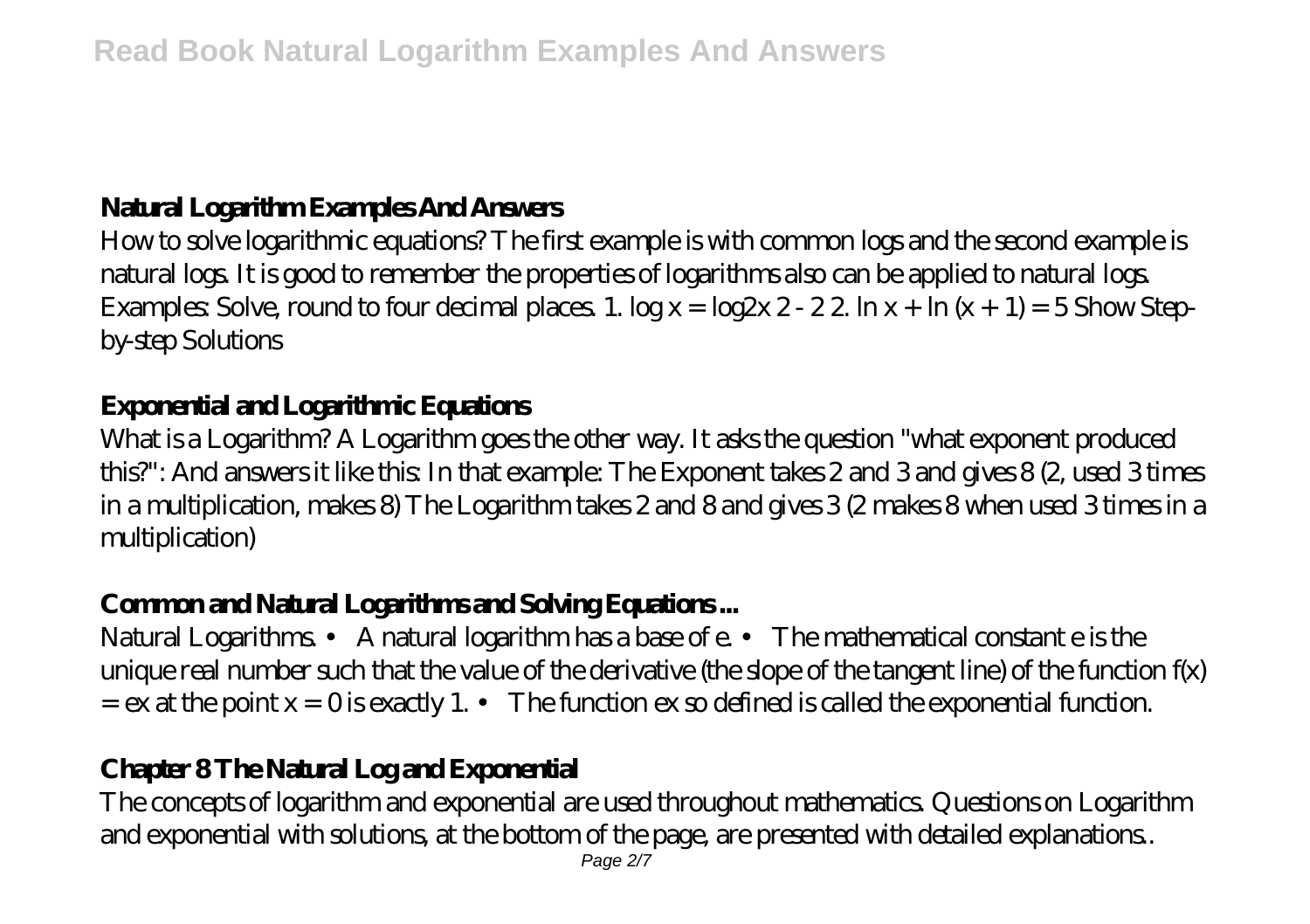## Natural Logarithm Examples And Answers

How to solve logarithmic equations? The first example is with common logs and the second example is natural logs. It is good to remember the properties of logarithms also can be applied to natural logs. Examples: Solve, round to four decimal places. 1. $\log x = \log 2x\ 2 - 2$ 2. $\ln x + \ln (x + 1) = 5$ Show Step-by-step Solutions

## Exponential and Logarithmic Equations

What is a Logarithm? A Logarithm goes the other way. It asks the question "what exponent produced this?": And answers it like this: In that example: The Exponent takes 2 and 3 and gives 8 (2, used 3 times in a multiplication, makes 8) The Logarithm takes 2 and 8 and gives 3 (2 makes 8 when used 3 times in a multiplication)

## Common and Natural Logarithms and Solving Equations ...

Natural Logarithms. • A natural logarithm has a base of e. • The mathematical constant e is the unique real number such that the value of the derivative (the slope of the tangent line) of the function $f(x) = ex$ at the point $x = 0$ is exactly 1. • The function ex so defined is called the exponential function.

## Chapter 8 The Natural Log and Exponential

The concepts of logarithm and exponential are used throughout mathematics. Questions on Logarithm and exponential with solutions, at the bottom of the page, are presented with detailed explanations..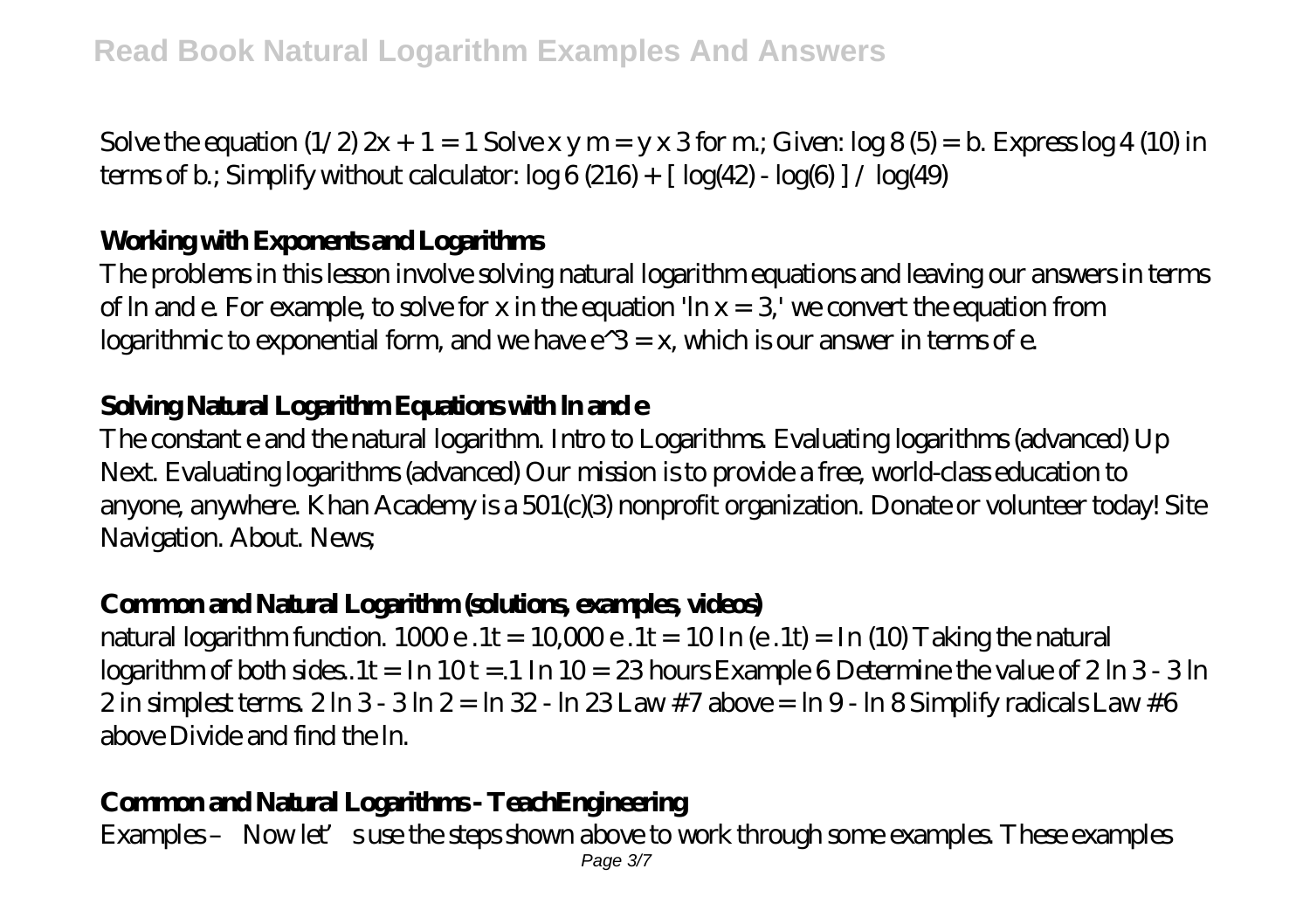Solve the equation $(1/2) 2x + 1 = 1$ Solve $x y m = y x 3$ for m.; Given: $\log 8 (5) = b$. Express $\log 4 (10)$ in terms of b.; Simplify without calculator: $\log 6 (216) + [ \log(42) - \log(6) ] / \log(49)$

## Working with Exponents and Logarithms

The problems in this lesson involve solving natural logarithm equations and leaving our answers in terms of ln and e. For example, to solve for x in the equation '$\ln x = 3$,' we convert the equation from logarithmic to exponential form, and we have $e^3 = x$, which is our answer in terms of e.

## Solving Natural Logarithm Equations with ln and e

The constant e and the natural logarithm. Intro to Logarithms. Evaluating logarithms (advanced) Up Next. Evaluating logarithms (advanced) Our mission is to provide a free, world-class education to anyone, anywhere. Khan Academy is a 501(c)(3) nonprofit organization. Donate or volunteer today! Site Navigation. About. News;

## Common and Natural Logarithm (solutions, examples, videos)

natural logarithm function. $1000 e .1t = 10,000 e .1t = 10$ In $(e .1t) =$ In $(10)$ Taking the natural logarithm of both sides..$1t =$ In $10 t = .1$ In $10 = 23$ hours Example 6 Determine the value of $2 \ln 3 - 3 \ln 2$ in simplest terms. $2 \ln 3 - 3 \ln 2 = \ln 32 - \ln 23$ Law #7 above $= \ln 9 - \ln 8$ Simplify radicals Law #6 above Divide and find the ln.

## Common and Natural Logarithms - TeachEngineering

Examples – Now let's use the steps shown above to work through some examples. These examples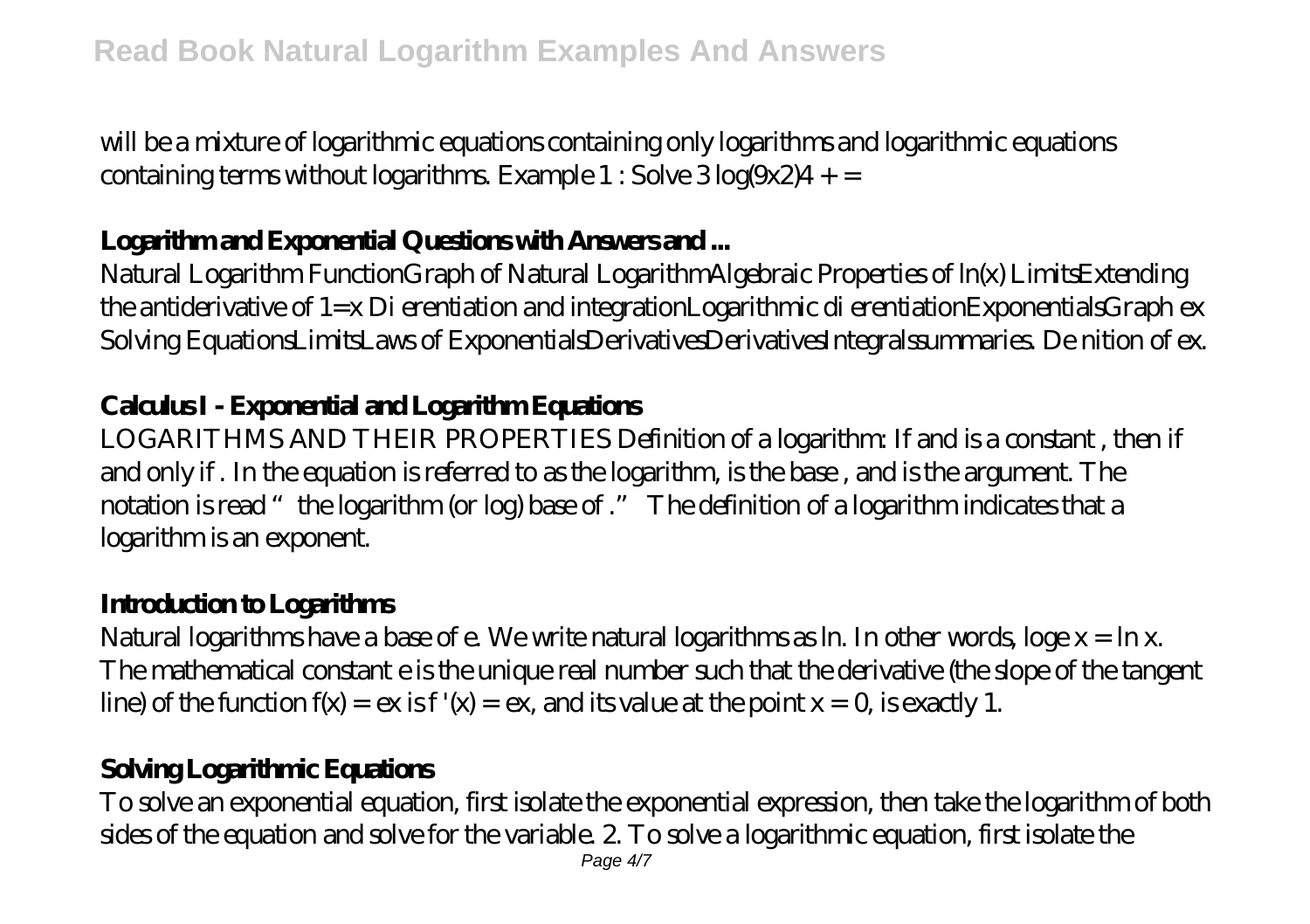will be a mixture of logarithmic equations containing only logarithms and logarithmic equations containing terms without logarithms. Example 1 : Solve 3 log(9x2)4 + =

## Logarithm and Exponential Questions with Answers and ...

Natural Logarithm FunctionGraph of Natural LogarithmAlgebraic Properties of ln(x) LimitsExtending the antiderivative of 1=x Di erentiation and integrationLogarithmic di erentiationExponentialsGraph ex Solving EquationsLimitsLaws of ExponentialsDerivativesDerivativesIntegralssummaries. De nition of ex.

## Calculus I - Exponential and Logarithm Equations

LOGARITHMS AND THEIR PROPERTIES Definition of a logarithm: If and is a constant , then if and only if . In the equation is referred to as the logarithm, is the base , and is the argument. The notation is read "the logarithm (or log) base of ." The definition of a logarithm indicates that a logarithm is an exponent.

## Introduction to Logarithms

Natural logarithms have a base of e. We write natural logarithms as ln. In other words, loge x = ln x. The mathematical constant e is the unique real number such that the derivative (the slope of the tangent line) of the function f(x) = ex is f '(x) = ex, and its value at the point x = 0, is exactly 1.

## Solving Logarithmic Equations

To solve an exponential equation, first isolate the exponential expression, then take the logarithm of both sides of the equation and solve for the variable. 2. To solve a logarithmic equation, first isolate the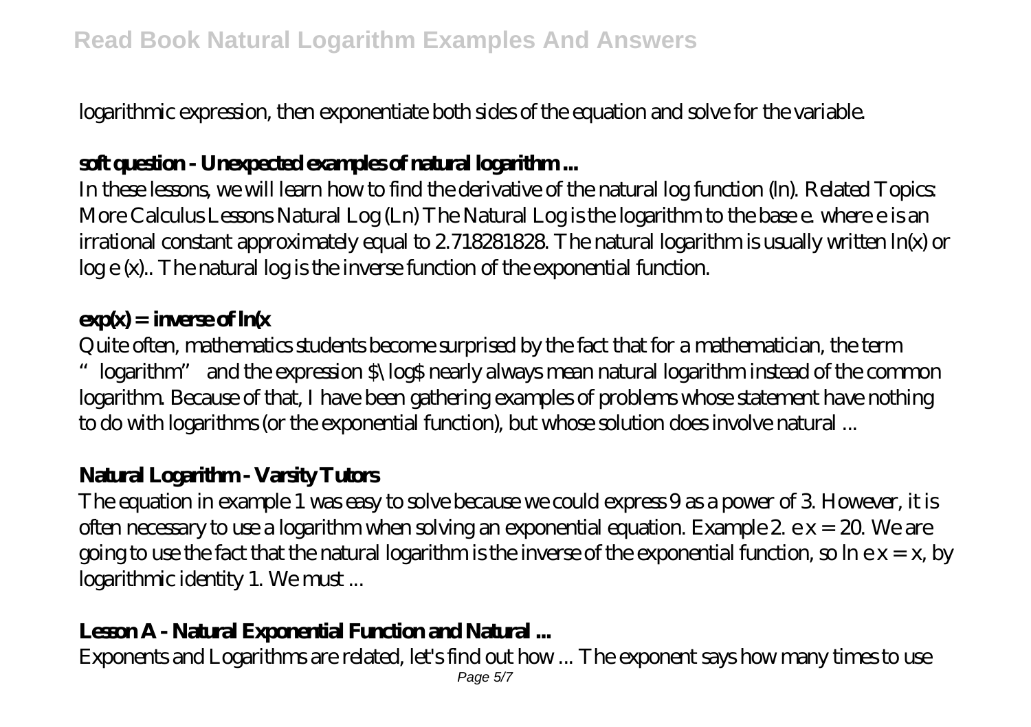logarithmic expression, then exponentiate both sides of the equation and solve for the variable.

### **soft question - Unexpected examples of natural logarithm ...**

In these lessons, we will learn how to find the derivative of the natural log function (ln). Related Topics: More Calculus Lessons Natural Log (Ln) The Natural Log is the logarithm to the base e. where e is an irrational constant approximately equal to 2.718281828. The natural logarithm is usually written ln(x) or log e (x).. The natural log is the inverse function of the exponential function.

### **exp(x) = inverse of ln(x**

Quite often, mathematics students become surprised by the fact that for a mathematician, the term "logarithm" and the expression $\log$ nearly always mean natural logarithm instead of the common logarithm. Because of that, I have been gathering examples of problems whose statement have nothing to do with logarithms (or the exponential function), but whose solution does involve natural ...

### **Natural Logarithm - Varsity Tutors**

The equation in example 1 was easy to solve because we could express 9 as a power of 3. However, it is often necessary to use a logarithm when solving an exponential equation. Example 2. e x = 20. We are going to use the fact that the natural logarithm is the inverse of the exponential function, so ln e x = x, by logarithmic identity 1. We must ...

### **Lesson A - Natural Exponential Function and Natural ...**

Exponents and Logarithms are related, let's find out how ... The exponent says how many times to use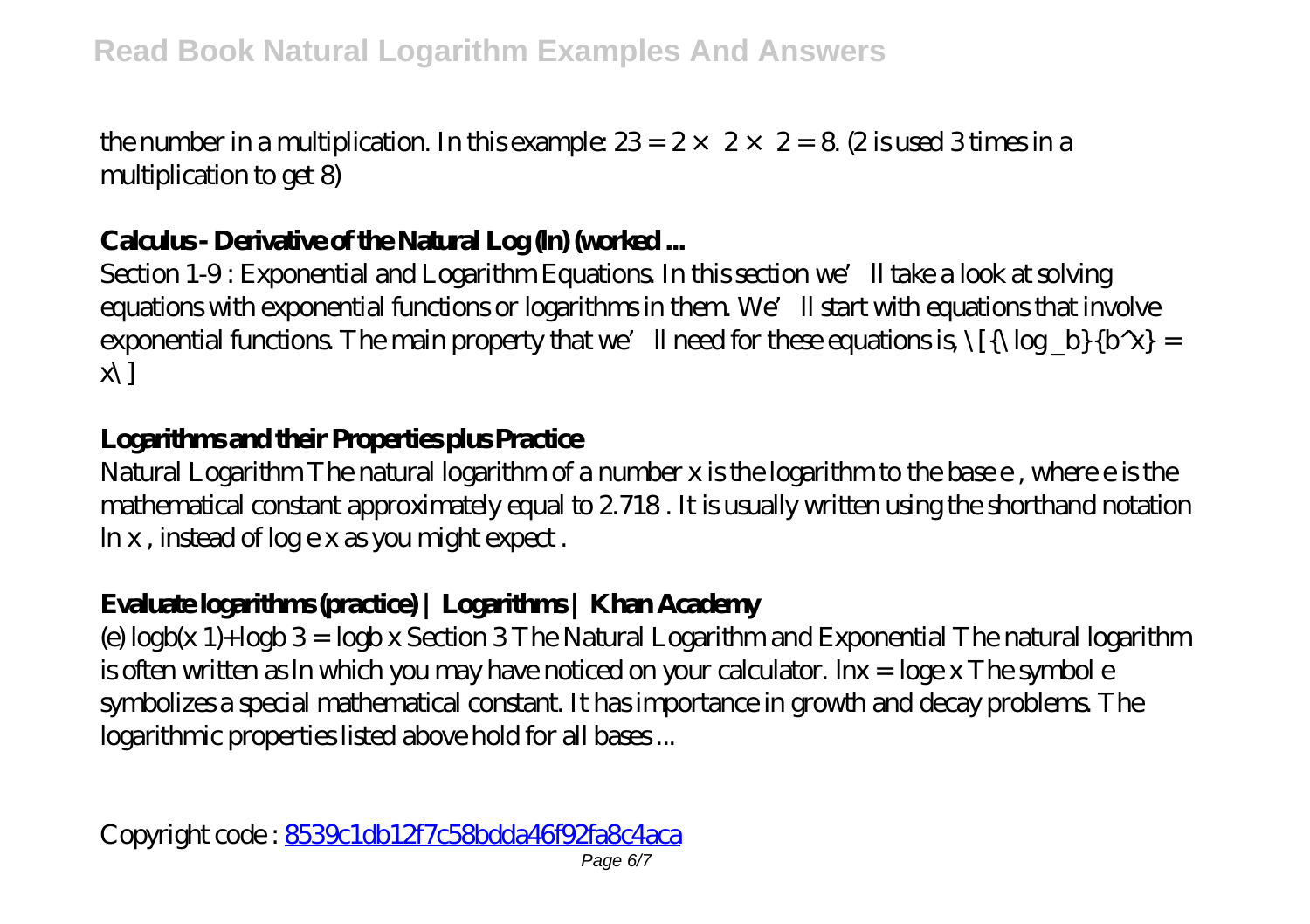the number in a multiplication. In this example: $2^3 = 2 \times 2 \times 2 = 8$. (2 is used 3 times in a multiplication to get 8)

**Calculus - Derivative of the Natural Log (ln) (worked ...**

Section 1-9 : Exponential and Logarithm Equations. In this section we'll take a look at solving equations with exponential functions or logarithms in them. We'll start with equations that involve exponential functions. The main property that we'll need for these equations is, \[{\log _b}{b^x} = x\]

**Logarithms and their Properties plus Practice**

Natural Logarithm The natural logarithm of a number x is the logarithm to the base e , where e is the mathematical constant approximately equal to 2.718 . It is usually written using the shorthand notation ln x , instead of log e x as you might expect .

**Evaluate logarithms (practice) | Logarithms | Khan Academy**

(e) logb(x 1)+logb 3 = logb x Section 3 The Natural Logarithm and Exponential The natural logarithm is often written as ln which you may have noticed on your calculator. lnx = loge x The symbol e symbolizes a special mathematical constant. It has importance in growth and decay problems. The logarithmic properties listed above hold for all bases ...

Copyright code : 8539c1db12f7c58bdda46f92fa8c4aca